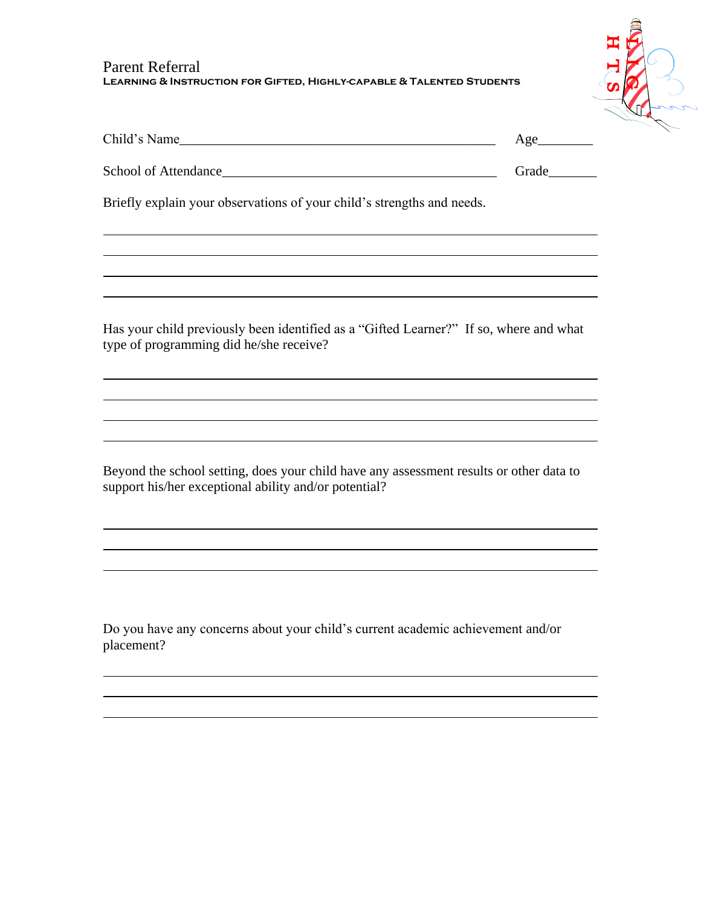# Parent Referral

**Learning & Instruction for Gifted, Highly-capable & Talented Students**

Child's Name_______________________________________________ Age________

School of Attendance________________________________________ Grade_______

Briefly explain your observations of your child's strengths and needs.

______________________________________________________________________

______________________________________________________________________

______________________________________________________________________

______________________________________________________________________

Has your child previously been identified as a "Gifted Learner?" If so, where and what type of programming did he/she receive?

______________________________________________________________________

______________________________________________________________________

______________________________________________________________________

______________________________________________________________________

Beyond the school setting, does your child have any assessment results or other data to support his/her exceptional ability and/or potential?

______________________________________________________________________

______________________________________________________________________

______________________________________________________________________

Do you have any concerns about your child's current academic achievement and/or placement?

______________________________________________________________________

______________________________________________________________________

______________________________________________________________________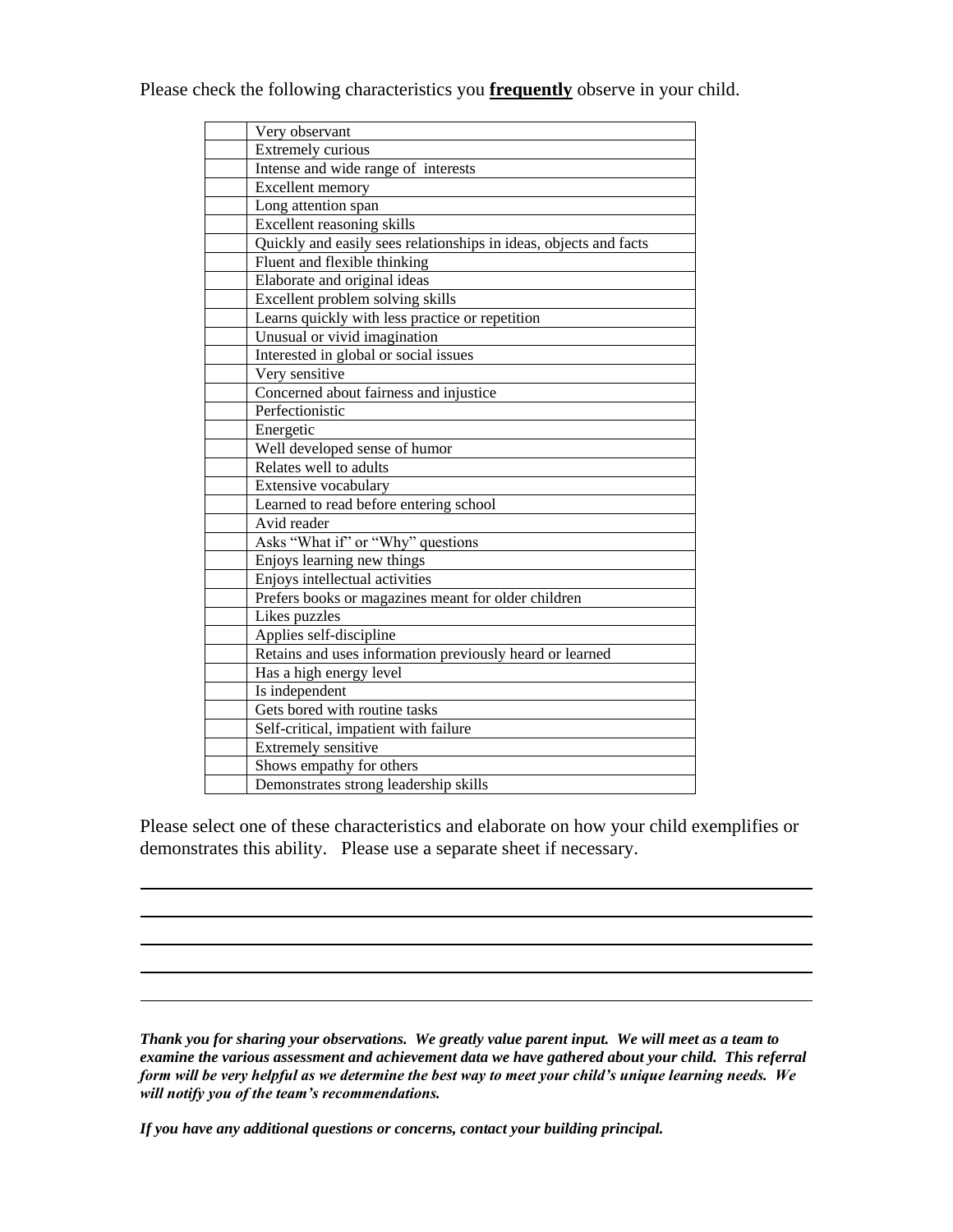Please check the following characteristics you **frequently** observe in your child.

| | |
|---|---|
| | Very observant |
| | Extremely curious |
| | Intense and wide range of interests |
| | Excellent memory |
| | Long attention span |
| | Excellent reasoning skills |
| | Quickly and easily sees relationships in ideas, objects and facts |
| | Fluent and flexible thinking |
| | Elaborate and original ideas |
| | Excellent problem solving skills |
| | Learns quickly with less practice or repetition |
| | Unusual or vivid imagination |
| | Interested in global or social issues |
| | Very sensitive |
| | Concerned about fairness and injustice |
| | Perfectionistic |
| | Energetic |
| | Well developed sense of humor |
| | Relates well to adults |
| | Extensive vocabulary |
| | Learned to read before entering school |
| | Avid reader |
| | Asks "What if" or "Why" questions |
| | Enjoys learning new things |
| | Enjoys intellectual activities |
| | Prefers books or magazines meant for older children |
| | Likes puzzles |
| | Applies self-discipline |
| | Retains and uses information previously heard or learned |
| | Has a high energy level |
| | Is independent |
| | Gets bored with routine tasks |
| | Self-critical, impatient with failure |
| | Extremely sensitive |
| | Shows empathy for others |
| | Demonstrates strong leadership skills |

Please select one of these characteristics and elaborate on how your child exemplifies or demonstrates this ability. Please use a separate sheet if necessary.

______________________________________________________________________

______________________________________________________________________

______________________________________________________________________

______________________________________________________________________

______________________________________________________________________

***Thank you for sharing your observations. We greatly value parent input. We will meet as a team to examine the various assessment and achievement data we have gathered about your child. This referral form will be very helpful as we determine the best way to meet your child's unique learning needs. We will notify you of the team's recommendations.***

***If you have any additional questions or concerns, contact your building principal.***